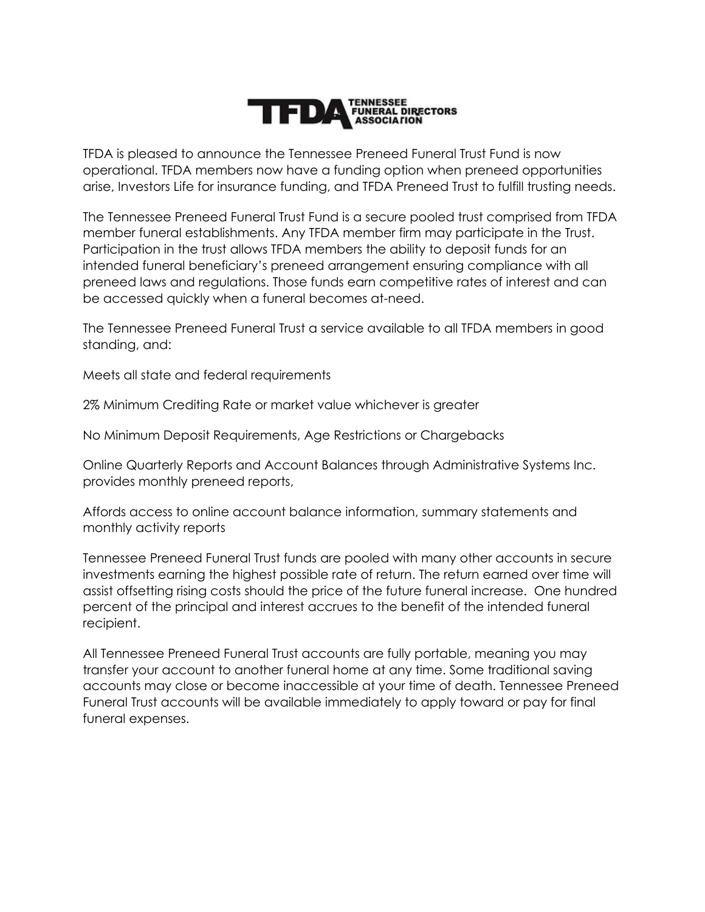TFDA TENNESSEE FUNERAL DIRECTORS ASSOCIATION

TFDA is pleased to announce the Tennessee Preneed Funeral Trust Fund is now operational. TFDA members now have a funding option when preneed opportunities arise, Investors Life for insurance funding, and TFDA Preneed Trust to fulfill trusting needs.

The Tennessee Preneed Funeral Trust Fund is a secure pooled trust comprised from TFDA member funeral establishments. Any TFDA member firm may participate in the Trust. Participation in the trust allows TFDA members the ability to deposit funds for an intended funeral beneficiary's preneed arrangement ensuring compliance with all preneed laws and regulations. Those funds earn competitive rates of interest and can be accessed quickly when a funeral becomes at-need.

The Tennessee Preneed Funeral Trust a service available to all TFDA members in good standing, and:

Meets all state and federal requirements

2% Minimum Crediting Rate or market value whichever is greater

No Minimum Deposit Requirements, Age Restrictions or Chargebacks

Online Quarterly Reports and Account Balances through Administrative Systems Inc. provides monthly preneed reports,

Affords access to online account balance information, summary statements and monthly activity reports

Tennessee Preneed Funeral Trust funds are pooled with many other accounts in secure investments earning the highest possible rate of return. The return earned over time will assist offsetting rising costs should the price of the future funeral increase. One hundred percent of the principal and interest accrues to the benefit of the intended funeral recipient.

All Tennessee Preneed Funeral Trust accounts are fully portable, meaning you may transfer your account to another funeral home at any time. Some traditional saving accounts may close or become inaccessible at your time of death. Tennessee Preneed Funeral Trust accounts will be available immediately to apply toward or pay for final funeral expenses.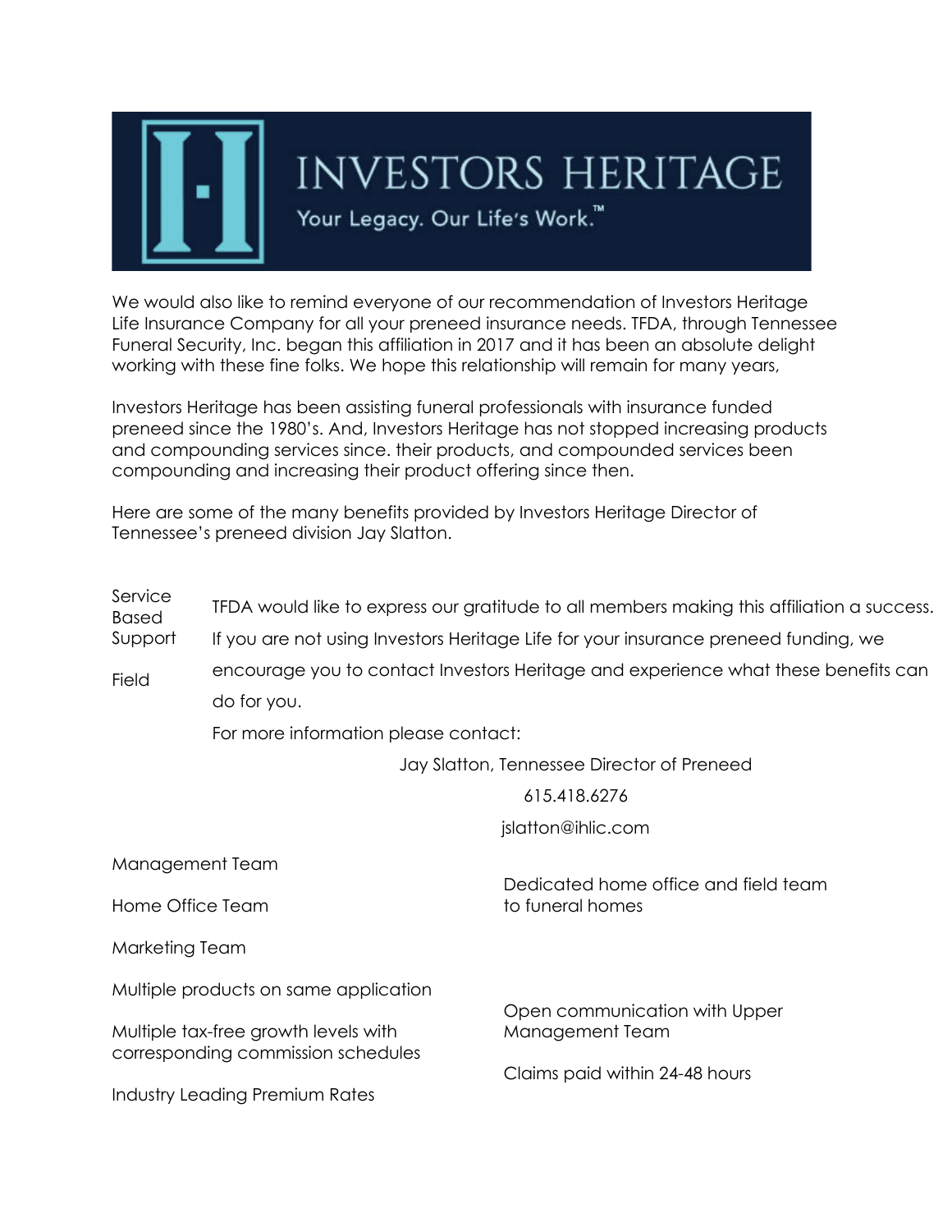# INVESTORS HERITAGE

Your Legacy. Our Life's Work.™

We would also like to remind everyone of our recommendation of Investors Heritage Life Insurance Company for all your preneed insurance needs. TFDA, through Tennessee Funeral Security, Inc. began this affiliation in 2017 and it has been an absolute delight working with these fine folks. We hope this relationship will remain for many years,

Investors Heritage has been assisting funeral professionals with insurance funded preneed since the 1980's. And, Investors Heritage has not stopped increasing products and compounding services since. their products, and compounded services been compounding and increasing their product offering since then.

Here are some of the many benefits provided by Investors Heritage Director of Tennessee's preneed division Jay Slatton.

Service Based Support

Field

TFDA would like to express our gratitude to all members making this affiliation a success. If you are not using Investors Heritage Life for your insurance preneed funding, we encourage you to contact Investors Heritage and experience what these benefits can do for you.

For more information please contact:

Jay Slatton, Tennessee Director of Preneed

615.418.6276

jslatton@ihlic.com

Management Team

Home Office Team

Marketing Team

Multiple products on same application

Multiple tax-free growth levels with corresponding commission schedules

Industry Leading Premium Rates

Dedicated home office and field team to funeral homes

Open communication with Upper Management Team

Claims paid within 24-48 hours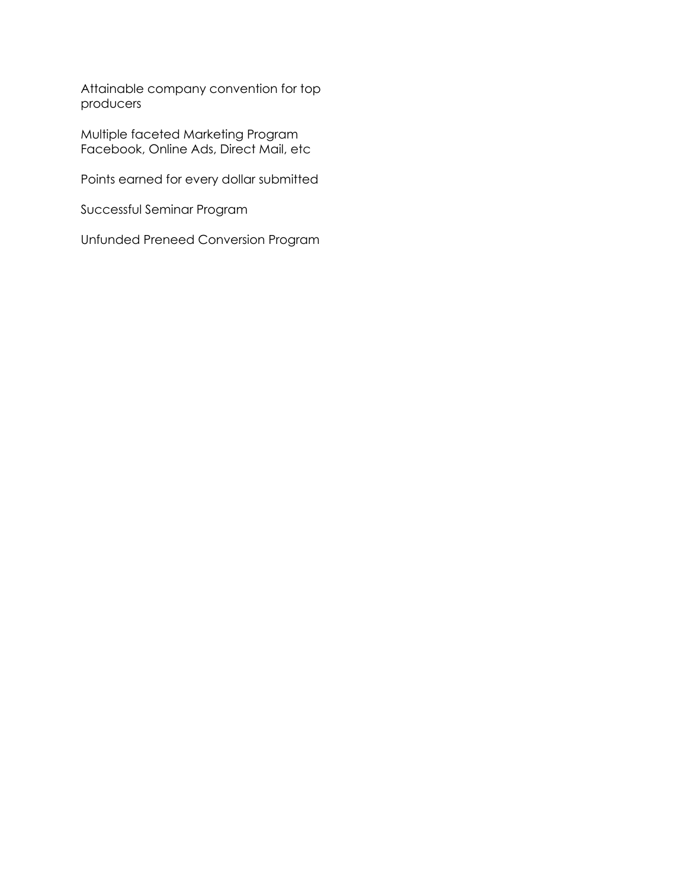Attainable company convention for top producers

Multiple faceted Marketing Program
Facebook, Online Ads, Direct Mail, etc

Points earned for every dollar submitted

Successful Seminar Program

Unfunded Preneed Conversion Program